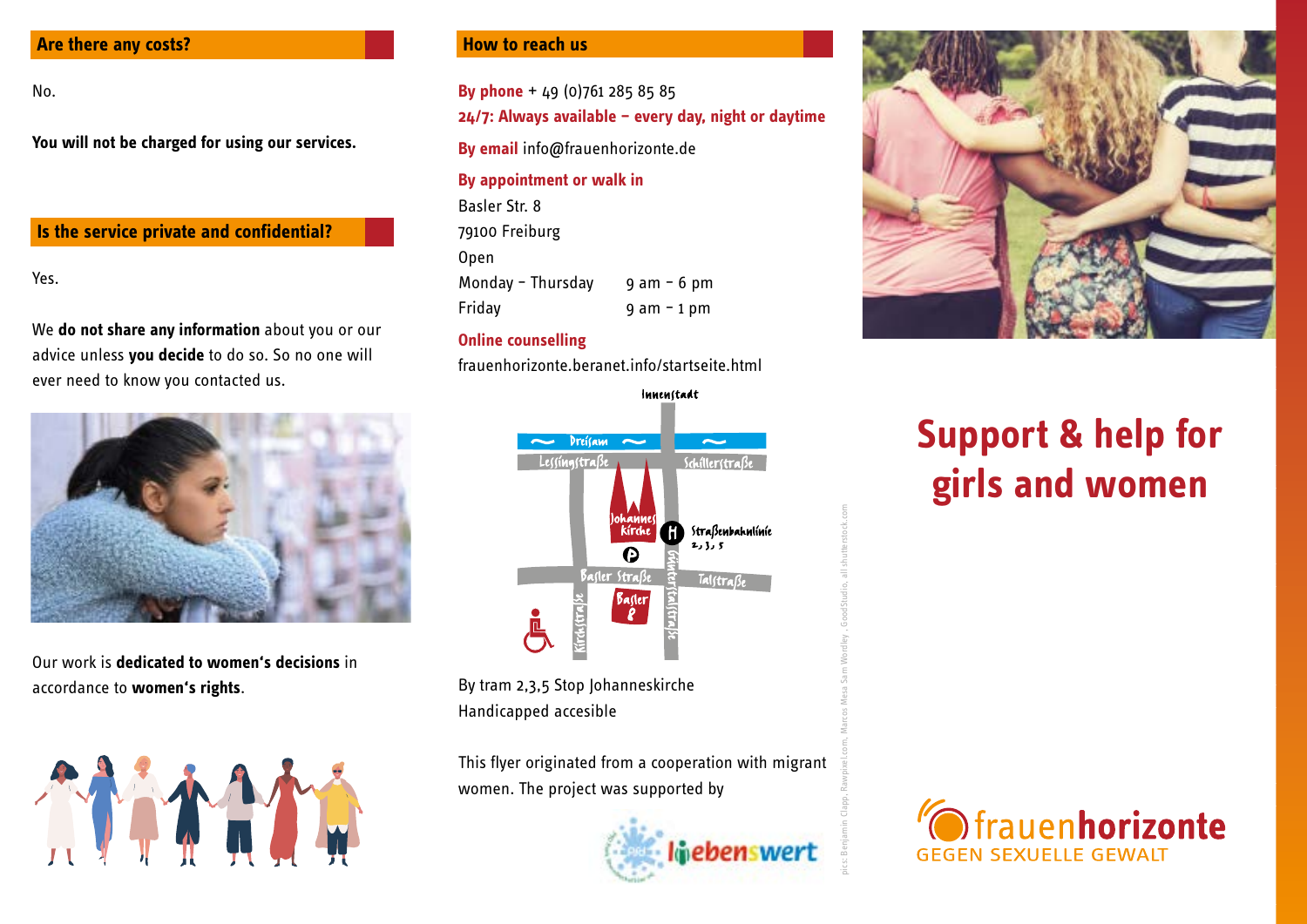## Are there any costs?

No.

**You will not be charged for using our services.**

## Is the service private and confidential?

Yes.

We **do not share any information** about you or our advice unless **you decide** to do so. So no one will ever need to know you contacted us.

Our work is **dedicated to women's decisions** in accordance to **women's rights**.

## How to reach us

**By phone** + 49 (0)761 285 85 85
**24/7: Always available – every day, night or daytime**

**By email** info@frauenhorizonte.de

**By appointment or walk in**
Basler Str. 8
79100 Freiburg
Open

| | |
|---|---|
| Monday – Thursday | 9 am – 6 pm |
| Friday | 9 am – 1 pm |

**Online counselling**
frauenhorizonte.beranet.info/startseite.html

Innenstadt
Dreisam
Lessingstraße
Schillerstraße
Johannes Kirche
Straßenbahnlinie 2, 3, 5
Basler Straße
Talstraße
Günterstalstraße
Kirchstraße
Basler 8

By tram 2,3,5 Stop Johanneskirche
Handicapped accesible

This flyer originated from a cooperation with migrant women. The project was supported by

lebenswert

pics: Benjamin Clapp, Rawpixel.com, Marcos Mesa Sam Wordley, GoodStudio, all shutterstock.com

# Support & help for girls and women

frauenhorizonte
GEGEN SEXUELLE GEWALT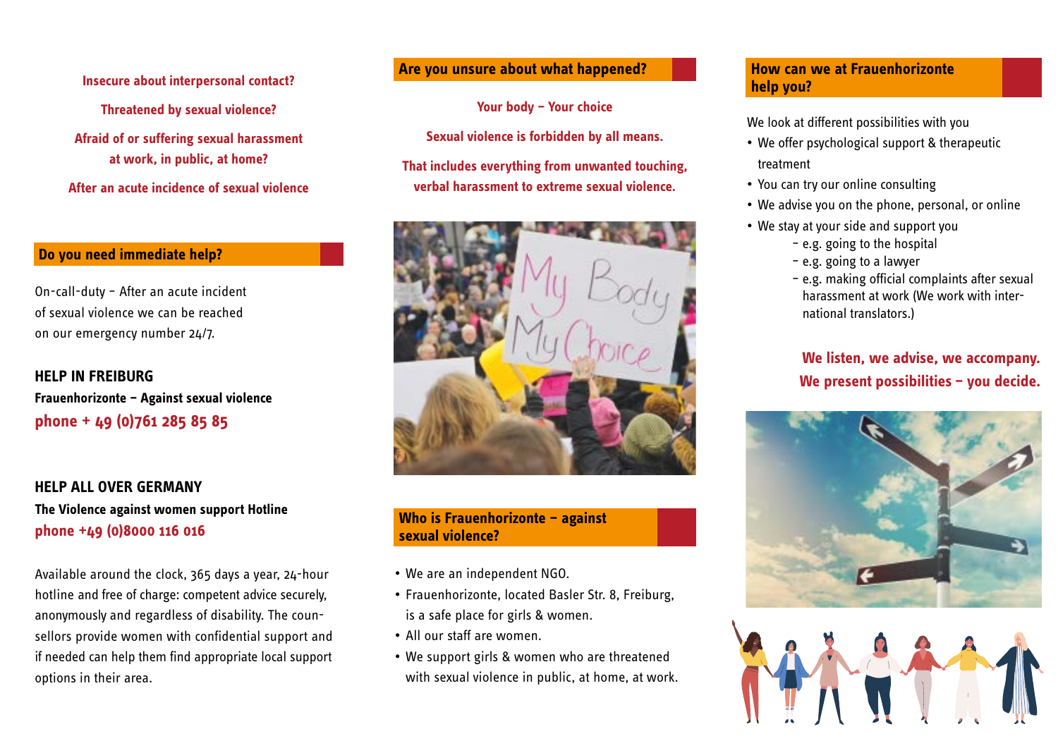**Insecure about interpersonal contact?**

**Threatened by sexual violence?**

**Afraid of or suffering sexual harassment at work, in public, at home?**

**After an acute incidence of sexual violence**

## Do you need immediate help?

On-call-duty – After an acute incident of sexual violence we can be reached on our emergency number 24/7.

### HELP IN FREIBURG

**Frauenhorizonte – Against sexual violence**

**phone + 49 (0)761 285 85 85**

### HELP ALL OVER GERMANY

**The Violence against women support Hotline**

**phone +49 (0)8000 116 016**

Available around the clock, 365 days a year, 24-hour hotline and free of charge: competent advice securely, anonymously and regardless of disability. The counsellors provide women with confidential support and if needed can help them find appropriate local support options in their area.

## Are you unsure about what happened?

**Your body – Your choice**

**Sexual violence is forbidden by all means.**

**That includes everything from unwanted touching, verbal harassment to extreme sexual violence.**

## Who is Frauenhorizonte – against sexual violence?

- We are an independent NGO.
- Frauenhorizonte, located Basler Str. 8, Freiburg, is a safe place for girls & women.
- All our staff are women.
- We support girls & women who are threatened with sexual violence in public, at home, at work.

## How can we at Frauenhorizonte help you?

We look at different possibilities with you

- We offer psychological support & therapeutic treatment
- You can try our online consulting
- We advise you on the phone, personal, or online
- We stay at your side and support you
  - e.g. going to the hospital
  - e.g. going to a lawyer
  - e.g. making official complaints after sexual harassment at work (We work with international translators.)

**We listen, we advise, we accompany.**
**We present possibilities – you decide.**